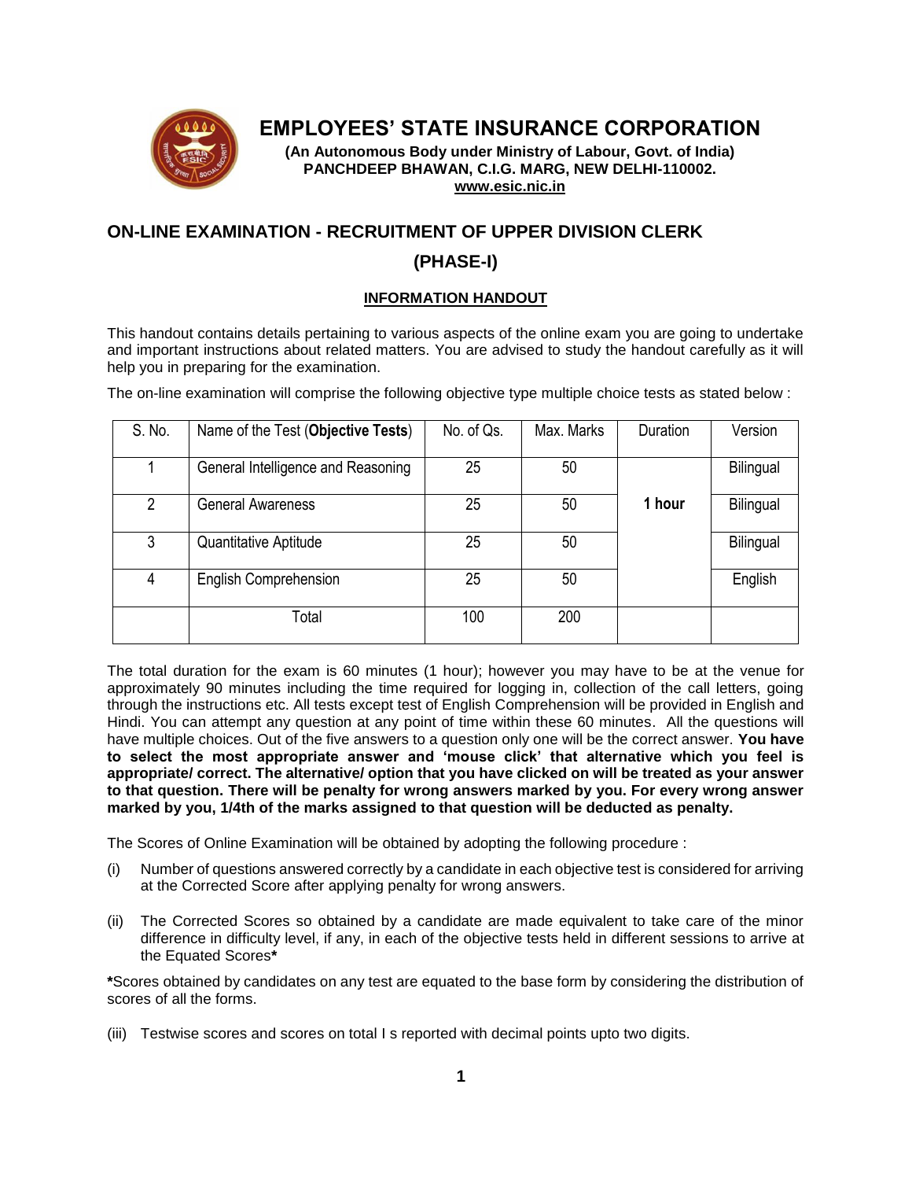# EMPLOYEES' STATE INSURANCE CORPORATION

**(An Autonomous Body under Ministry of Labour, Govt. of India)**
**PANCHDEEP BHAWAN, C.I.G. MARG, NEW DELHI-110002.**
**www.esic.nic.in**

## ON-LINE EXAMINATION - RECRUITMENT OF UPPER DIVISION CLERK (PHASE-I)

### INFORMATION HANDOUT

This handout contains details pertaining to various aspects of the online exam you are going to undertake and important instructions about related matters. You are advised to study the handout carefully as it will help you in preparing for the examination.

The on-line examination will comprise the following objective type multiple choice tests as stated below :

| S. No. | Name of the Test (**Objective Tests**) | No. of Qs. | Max. Marks | Duration | Version |
|---|---|---|---|---|---|
| 1 | General Intelligence and Reasoning | 25 | 50 | **1 hour** | Bilingual |
| 2 | General Awareness | 25 | 50 | | Bilingual |
| 3 | Quantitative Aptitude | 25 | 50 | | Bilingual |
| 4 | English Comprehension | 25 | 50 | | English |
| | Total | 100 | 200 | | |

The total duration for the exam is 60 minutes (1 hour); however you may have to be at the venue for approximately 90 minutes including the time required for logging in, collection of the call letters, going through the instructions etc. All tests except test of English Comprehension will be provided in English and Hindi. You can attempt any question at any point of time within these 60 minutes. All the questions will have multiple choices. Out of the five answers to a question only one will be the correct answer. **You have to select the most appropriate answer and 'mouse click' that alternative which you feel is appropriate/ correct. The alternative/ option that you have clicked on will be treated as your answer to that question. There will be penalty for wrong answers marked by you. For every wrong answer marked by you, 1/4th of the marks assigned to that question will be deducted as penalty.**

The Scores of Online Examination will be obtained by adopting the following procedure :

(i) Number of questions answered correctly by a candidate in each objective test is considered for arriving at the Corrected Score after applying penalty for wrong answers.

(ii) The Corrected Scores so obtained by a candidate are made equivalent to take care of the minor difference in difficulty level, if any, in each of the objective tests held in different sessions to arrive at the Equated Scores*

*Scores obtained by candidates on any test are equated to the base form by considering the distribution of scores of all the forms.

(iii) Testwise scores and scores on total I s reported with decimal points upto two digits.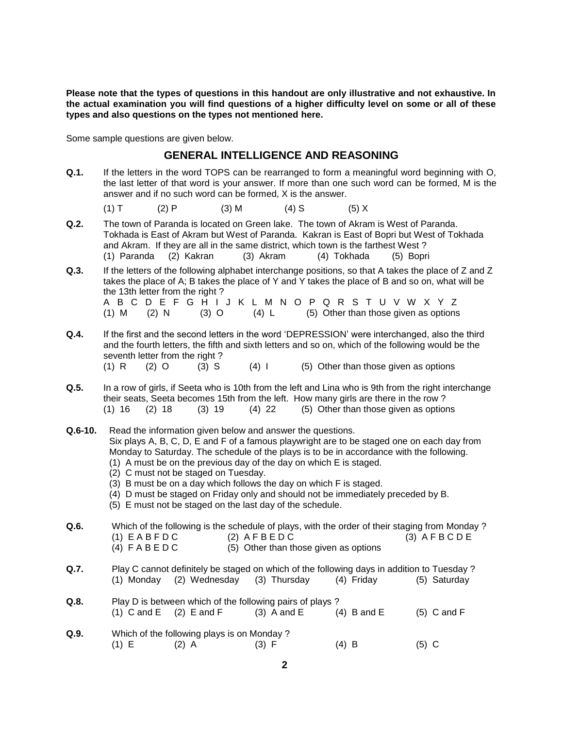**Please note that the types of questions in this handout are only illustrative and not exhaustive. In the actual examination you will find questions of a higher difficulty level on some or all of these types and also questions on the types not mentioned here.**

Some sample questions are given below.

## GENERAL INTELLIGENCE AND REASONING

**Q.1.** If the letters in the word TOPS can be rearranged to form a meaningful word beginning with O, the last letter of that word is your answer. If more than one such word can be formed, M is the answer and if no such word can be formed, X is the answer.

(1) T (2) P (3) M (4) S (5) X

**Q.2.** The town of Paranda is located on Green lake. The town of Akram is West of Paranda. Tokhada is East of Akram but West of Paranda. Kakran is East of Bopri but West of Tokhada and Akram. If they are all in the same district, which town is the farthest West ?

(1) Paranda (2) Kakran (3) Akram (4) Tokhada (5) Bopri

**Q.3.** If the letters of the following alphabet interchange positions, so that A takes the place of Z and Z takes the place of A; B takes the place of Y and Y takes the place of B and so on, what will be the 13th letter from the right ?

A B C D E F G H I J K L M N O P Q R S T U V W X Y Z

(1) M (2) N (3) O (4) L (5) Other than those given as options

**Q.4.** If the first and the second letters in the word 'DEPRESSION' were interchanged, also the third and the fourth letters, the fifth and sixth letters and so on, which of the following would be the seventh letter from the right ?

(1) R (2) O (3) S (4) I (5) Other than those given as options

**Q.5.** In a row of girls, if Seeta who is 10th from the left and Lina who is 9th from the right interchange their seats, Seeta becomes 15th from the left. How many girls are there in the row ?

(1) 16 (2) 18 (3) 19 (4) 22 (5) Other than those given as options

**Q.6-10.** Read the information given below and answer the questions.

Six plays A, B, C, D, E and F of a famous playwright are to be staged one on each day from Monday to Saturday. The schedule of the plays is to be in accordance with the following.

(1) A must be on the previous day of the day on which E is staged.
(2) C must not be staged on Tuesday.
(3) B must be on a day which follows the day on which F is staged.
(4) D must be staged on Friday only and should not be immediately preceded by B.
(5) E must not be staged on the last day of the schedule.

**Q.6.** Which of the following is the schedule of plays, with the order of their staging from Monday ?

(1) E A B F D C (2) A F B E D C (3) A F B C D E
(4) F A B E D C (5) Other than those given as options

**Q.7.** Play C cannot definitely be staged on which of the following days in addition to Tuesday ?

(1) Monday (2) Wednesday (3) Thursday (4) Friday (5) Saturday

**Q.8.** Play D is between which of the following pairs of plays ?

(1) C and E (2) E and F (3) A and E (4) B and E (5) C and F

**Q.9.** Which of the following plays is on Monday ?

(1) E (2) A (3) F (4) B (5) C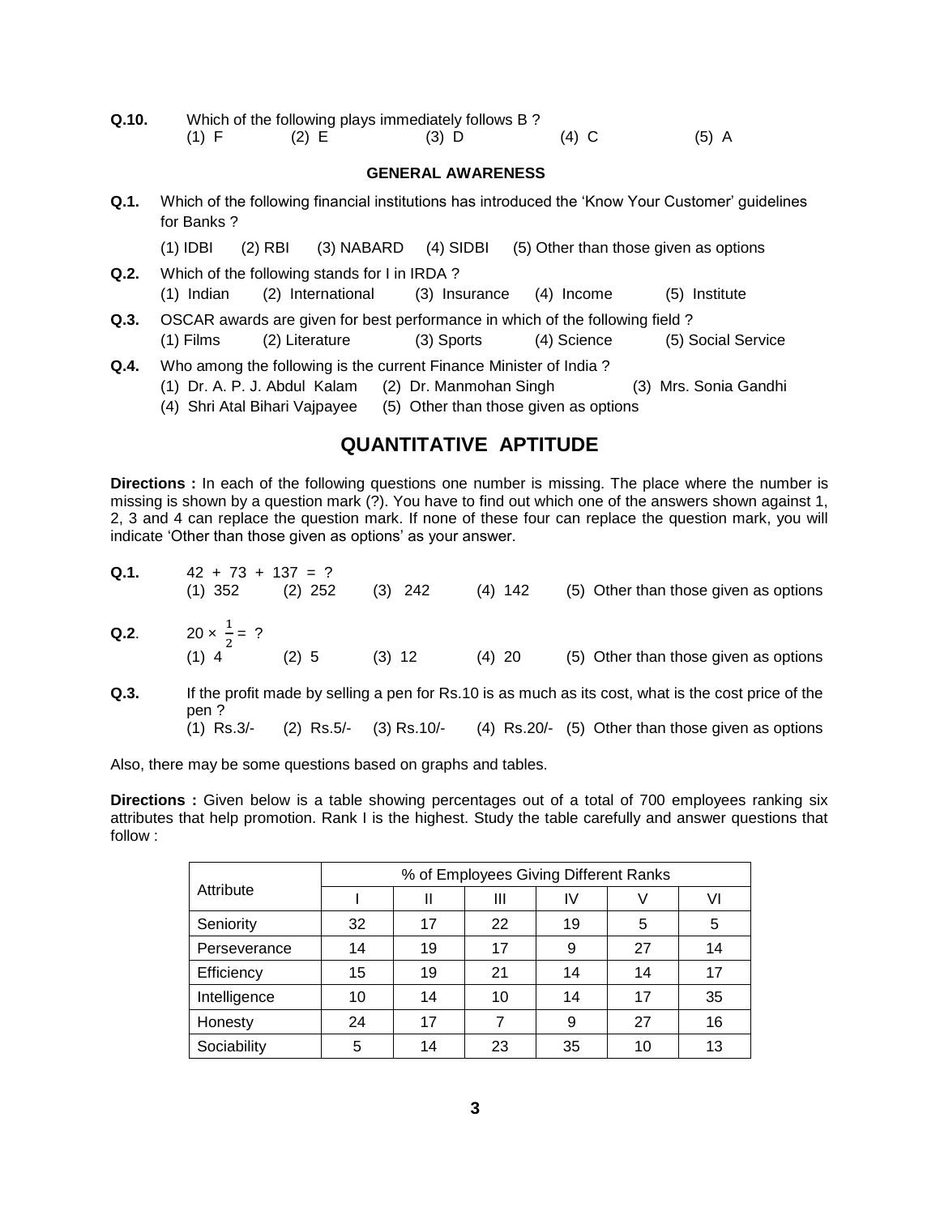**Q.10.** Which of the following plays immediately follows B ?
(1) F (2) E (3) D (4) C (5) A

### GENERAL AWARENESS

**Q.1.** Which of the following financial institutions has introduced the 'Know Your Customer' guidelines for Banks ?

(1) IDBI (2) RBI (3) NABARD (4) SIDBI (5) Other than those given as options

**Q.2.** Which of the following stands for I in IRDA ?
(1) Indian (2) International (3) Insurance (4) Income (5) Institute

**Q.3.** OSCAR awards are given for best performance in which of the following field ?
(1) Films (2) Literature (3) Sports (4) Science (5) Social Service

**Q.4.** Who among the following is the current Finance Minister of India ?
(1) Dr. A. P. J. Abdul Kalam (2) Dr. Manmohan Singh (3) Mrs. Sonia Gandhi
(4) Shri Atal Bihari Vajpayee (5) Other than those given as options

## QUANTITATIVE APTITUDE

**Directions :** In each of the following questions one number is missing. The place where the number is missing is shown by a question mark (?). You have to find out which one of the answers shown against 1, 2, 3 and 4 can replace the question mark. If none of these four can replace the question mark, you will indicate 'Other than those given as options' as your answer.

**Q.1.** 42 + 73 + 137 = ?
(1) 352 (2) 252 (3) 242 (4) 142 (5) Other than those given as options

**Q.2.** $20 \times \frac{1}{2} = ?$
(1) 4 (2) 5 (3) 12 (4) 20 (5) Other than those given as options

**Q.3.** If the profit made by selling a pen for Rs.10 is as much as its cost, what is the cost price of the pen ?
(1) Rs.3/- (2) Rs.5/- (3) Rs.10/- (4) Rs.20/- (5) Other than those given as options

Also, there may be some questions based on graphs and tables.

**Directions :** Given below is a table showing percentages out of a total of 700 employees ranking six attributes that help promotion. Rank I is the highest. Study the table carefully and answer questions that follow :

| Attribute | % of Employees Giving Different Ranks | | | | | |
|---|---|---|---|---|---|---|
| | I | II | III | IV | V | VI |
| Seniority | 32 | 17 | 22 | 19 | 5 | 5 |
| Perseverance | 14 | 19 | 17 | 9 | 27 | 14 |
| Efficiency | 15 | 19 | 21 | 14 | 14 | 17 |
| Intelligence | 10 | 14 | 10 | 14 | 17 | 35 |
| Honesty | 24 | 17 | 7 | 9 | 27 | 16 |
| Sociability | 5 | 14 | 23 | 35 | 10 | 13 |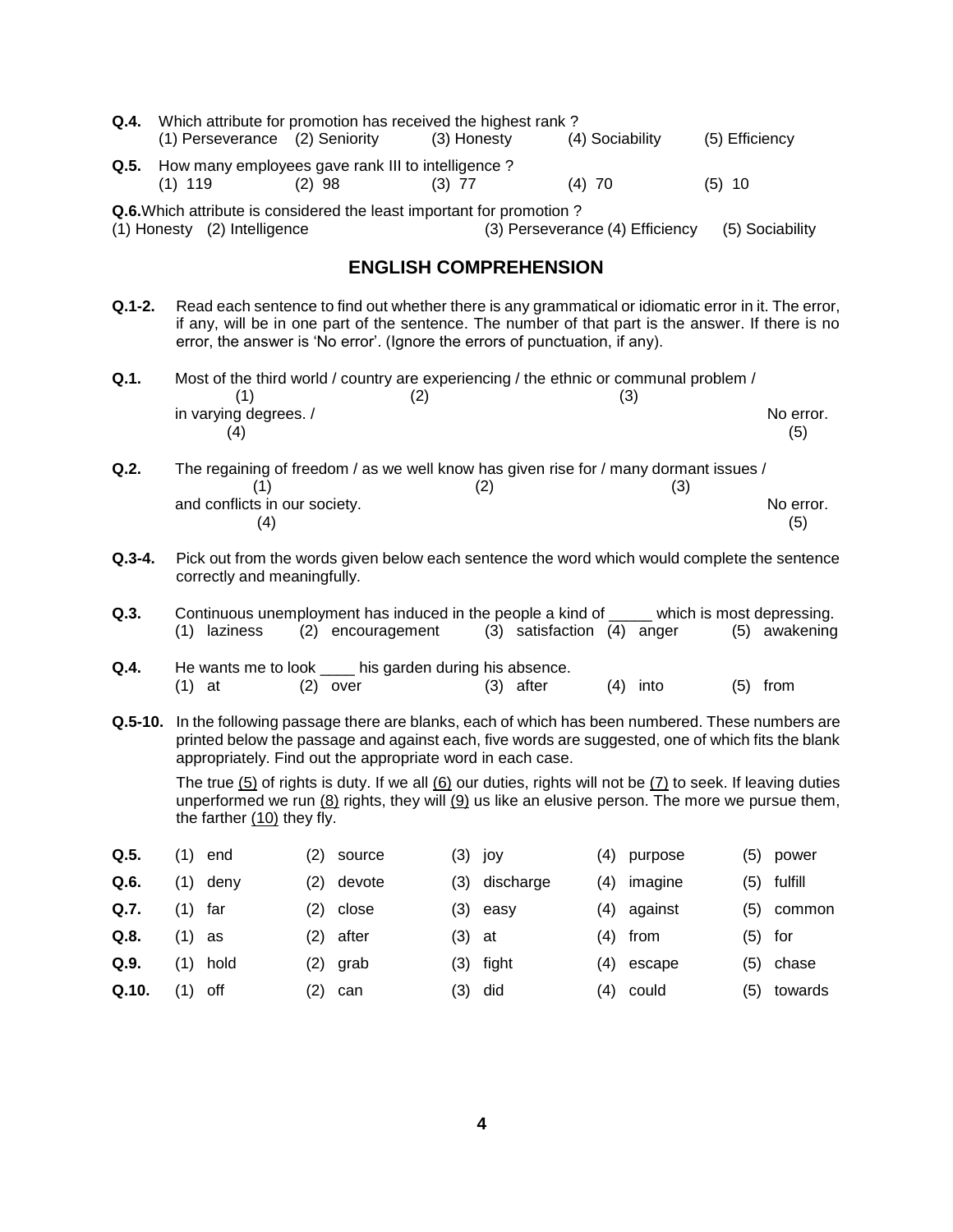**Q.4.** Which attribute for promotion has received the highest rank ?
(1) Perseverance (2) Seniority (3) Honesty (4) Sociability (5) Efficiency

**Q.5.** How many employees gave rank III to intelligence ?
(1) 119 (2) 98 (3) 77 (4) 70 (5) 10

**Q.6.** Which attribute is considered the least important for promotion ?
(1) Honesty (2) Intelligence (3) Perseverance (4) Efficiency (5) Sociability

## ENGLISH COMPREHENSION

**Q.1-2.** Read each sentence to find out whether there is any grammatical or idiomatic error in it. The error, if any, will be in one part of the sentence. The number of that part is the answer. If there is no error, the answer is 'No error'. (Ignore the errors of punctuation, if any).

**Q.1.** Most of the third world (1) / country are experiencing (2) / the ethnic or communal problem (3) / in varying degrees. (4) / No error. (5)

**Q.2.** The regaining of freedom (1) / as we well know has given rise for (2) / many dormant issues (3) / and conflicts in our society. (4) No error. (5)

**Q.3-4.** Pick out from the words given below each sentence the word which would complete the sentence correctly and meaningfully.

**Q.3.** Continuous unemployment has induced in the people a kind of _____ which is most depressing.
(1) laziness (2) encouragement (3) satisfaction (4) anger (5) awakening

**Q.4.** He wants me to look ____ his garden during his absence.
(1) at (2) over (3) after (4) into (5) from

**Q.5-10.** In the following passage there are blanks, each of which has been numbered. These numbers are printed below the passage and against each, five words are suggested, one of which fits the blank appropriately. Find out the appropriate word in each case.

The true (5) of rights is duty. If we all (6) our duties, rights will not be (7) to seek. If leaving duties unperformed we run (8) rights, they will (9) us like an elusive person. The more we pursue them, the farther (10) they fly.

**Q.5.** (1) end (2) source (3) joy (4) purpose (5) power

**Q.6.** (1) deny (2) devote (3) discharge (4) imagine (5) fulfill

**Q.7.** (1) far (2) close (3) easy (4) against (5) common

**Q.8.** (1) as (2) after (3) at (4) from (5) for

**Q.9.** (1) hold (2) grab (3) fight (4) escape (5) chase

**Q.10.** (1) off (2) can (3) did (4) could (5) towards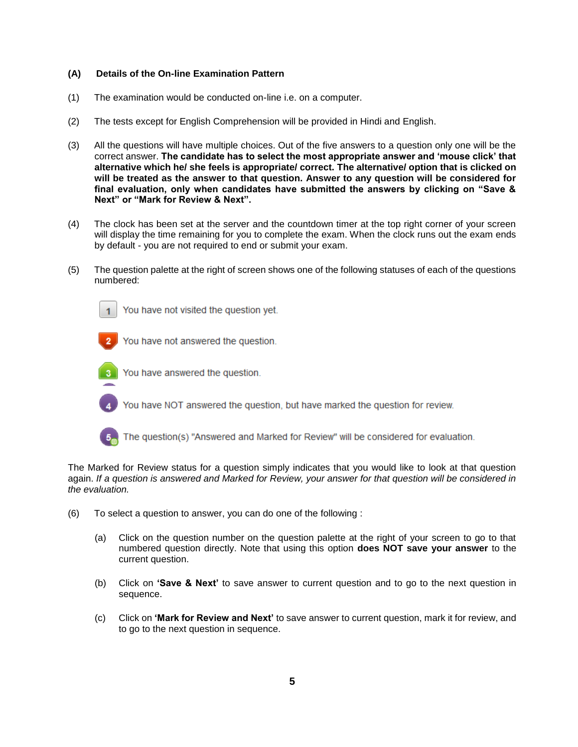**(A) Details of the On-line Examination Pattern**

(1) The examination would be conducted on-line i.e. on a computer.

(2) The tests except for English Comprehension will be provided in Hindi and English.

(3) All the questions will have multiple choices. Out of the five answers to a question only one will be the correct answer. **The candidate has to select the most appropriate answer and 'mouse click' that alternative which he/ she feels is appropriate/ correct. The alternative/ option that is clicked on will be treated as the answer to that question. Answer to any question will be considered for final evaluation, only when candidates have submitted the answers by clicking on "Save & Next" or "Mark for Review & Next".**

(4) The clock has been set at the server and the countdown timer at the top right corner of your screen will display the time remaining for you to complete the exam. When the clock runs out the exam ends by default - you are not required to end or submit your exam.

(5) The question palette at the right of screen shows one of the following statuses of each of the questions numbered:

- 1 — You have not visited the question yet.
- 2 — You have not answered the question.
- 3 — You have answered the question.
- 4 — You have NOT answered the question, but have marked the question for review.
- 5 — The question(s) "Answered and Marked for Review" will be considered for evaluation.

The Marked for Review status for a question simply indicates that you would like to look at that question again. *If a question is answered and Marked for Review, your answer for that question will be considered in the evaluation.*

(6) To select a question to answer, you can do one of the following :

(a) Click on the question number on the question palette at the right of your screen to go to that numbered question directly. Note that using this option **does NOT save your answer** to the current question.

(b) Click on **'Save & Next'** to save answer to current question and to go to the next question in sequence.

(c) Click on **'Mark for Review and Next'** to save answer to current question, mark it for review, and to go to the next question in sequence.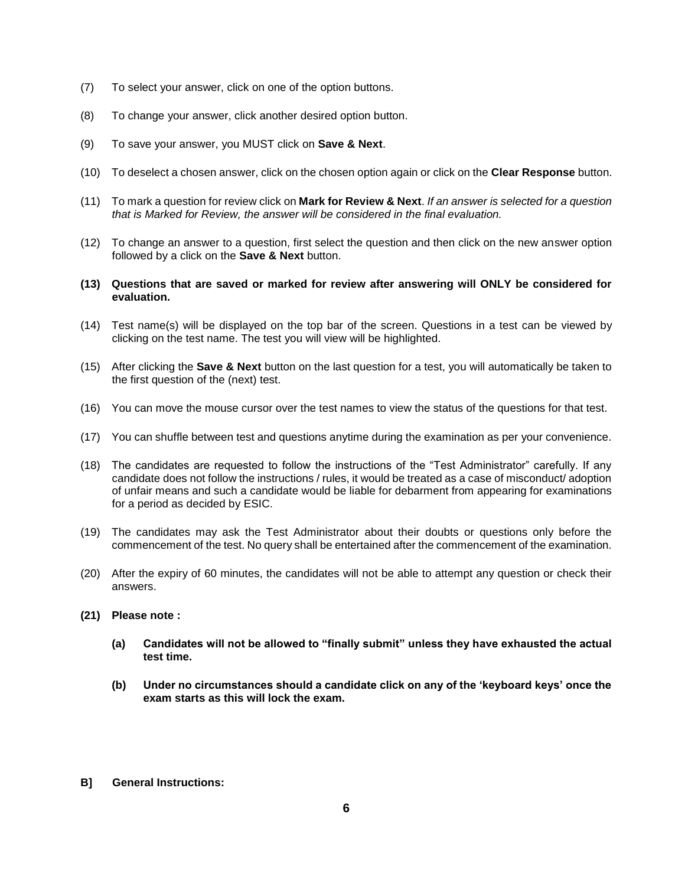(7) To select your answer, click on one of the option buttons.

(8) To change your answer, click another desired option button.

(9) To save your answer, you MUST click on **Save & Next**.

(10) To deselect a chosen answer, click on the chosen option again or click on the **Clear Response** button.

(11) To mark a question for review click on **Mark for Review & Next**. *If an answer is selected for a question that is Marked for Review, the answer will be considered in the final evaluation.*

(12) To change an answer to a question, first select the question and then click on the new answer option followed by a click on the **Save & Next** button.

**(13) Questions that are saved or marked for review after answering will ONLY be considered for evaluation.**

(14) Test name(s) will be displayed on the top bar of the screen. Questions in a test can be viewed by clicking on the test name. The test you will view will be highlighted.

(15) After clicking the **Save & Next** button on the last question for a test, you will automatically be taken to the first question of the (next) test.

(16) You can move the mouse cursor over the test names to view the status of the questions for that test.

(17) You can shuffle between test and questions anytime during the examination as per your convenience.

(18) The candidates are requested to follow the instructions of the "Test Administrator" carefully. If any candidate does not follow the instructions / rules, it would be treated as a case of misconduct/ adoption of unfair means and such a candidate would be liable for debarment from appearing for examinations for a period as decided by ESIC.

(19) The candidates may ask the Test Administrator about their doubts or questions only before the commencement of the test. No query shall be entertained after the commencement of the examination.

(20) After the expiry of 60 minutes, the candidates will not be able to attempt any question or check their answers.

**(21) Please note :**

**(a) Candidates will not be allowed to "finally submit" unless they have exhausted the actual test time.**

**(b) Under no circumstances should a candidate click on any of the 'keyboard keys' once the exam starts as this will lock the exam.**

**B] General Instructions:**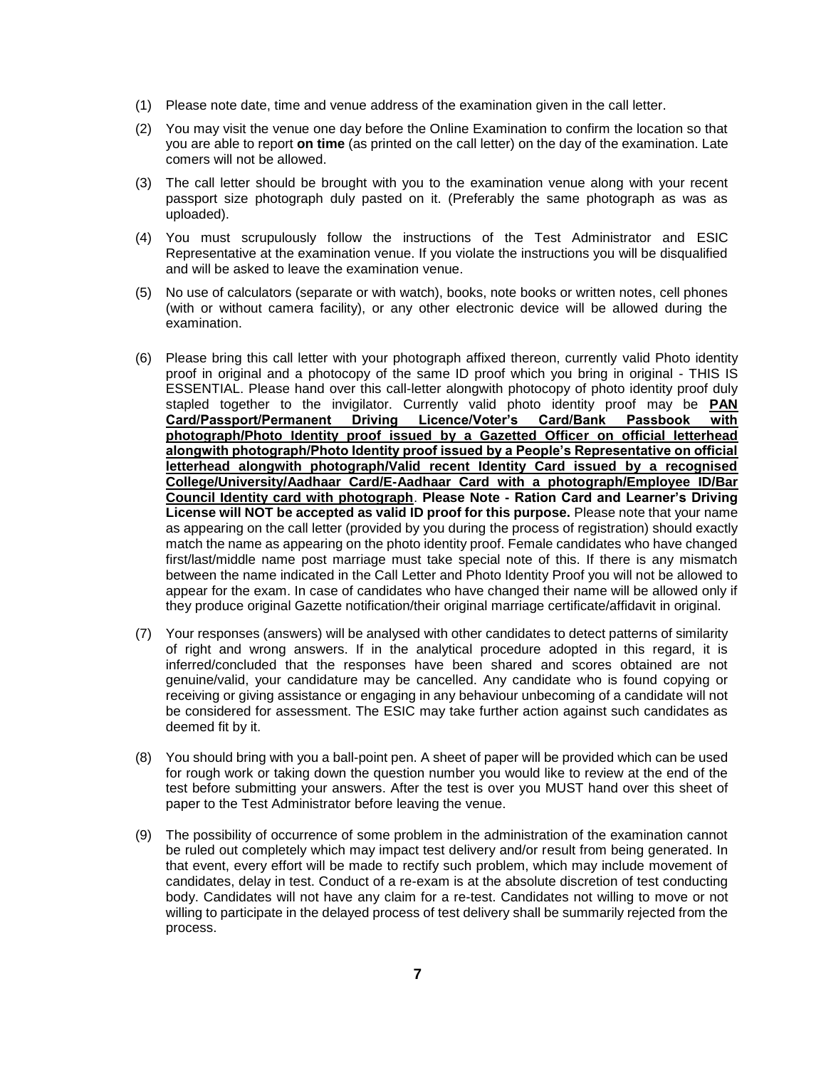(1) Please note date, time and venue address of the examination given in the call letter.

(2) You may visit the venue one day before the Online Examination to confirm the location so that you are able to report **on time** (as printed on the call letter) on the day of the examination. Late comers will not be allowed.

(3) The call letter should be brought with you to the examination venue along with your recent passport size photograph duly pasted on it. (Preferably the same photograph as was as uploaded).

(4) You must scrupulously follow the instructions of the Test Administrator and ESIC Representative at the examination venue. If you violate the instructions you will be disqualified and will be asked to leave the examination venue.

(5) No use of calculators (separate or with watch), books, note books or written notes, cell phones (with or without camera facility), or any other electronic device will be allowed during the examination.

(6) Please bring this call letter with your photograph affixed thereon, currently valid Photo identity proof in original and a photocopy of the same ID proof which you bring in original - THIS IS ESSENTIAL. Please hand over this call-letter alongwith photocopy of photo identity proof duly stapled together to the invigilator. Currently valid photo identity proof may be **PAN Card/Passport/Permanent Driving Licence/Voter's Card/Bank Passbook with photograph/Photo Identity proof issued by a Gazetted Officer on official letterhead alongwith photograph/Photo Identity proof issued by a People's Representative on official letterhead alongwith photograph/Valid recent Identity Card issued by a recognised College/University/Aadhaar Card/E-Aadhaar Card with a photograph/Employee ID/Bar Council Identity card with photograph**. **Please Note - Ration Card and Learner's Driving License will NOT be accepted as valid ID proof for this purpose.** Please note that your name as appearing on the call letter (provided by you during the process of registration) should exactly match the name as appearing on the photo identity proof. Female candidates who have changed first/last/middle name post marriage must take special note of this. If there is any mismatch between the name indicated in the Call Letter and Photo Identity Proof you will not be allowed to appear for the exam. In case of candidates who have changed their name will be allowed only if they produce original Gazette notification/their original marriage certificate/affidavit in original.

(7) Your responses (answers) will be analysed with other candidates to detect patterns of similarity of right and wrong answers. If in the analytical procedure adopted in this regard, it is inferred/concluded that the responses have been shared and scores obtained are not genuine/valid, your candidature may be cancelled. Any candidate who is found copying or receiving or giving assistance or engaging in any behaviour unbecoming of a candidate will not be considered for assessment. The ESIC may take further action against such candidates as deemed fit by it.

(8) You should bring with you a ball-point pen. A sheet of paper will be provided which can be used for rough work or taking down the question number you would like to review at the end of the test before submitting your answers. After the test is over you MUST hand over this sheet of paper to the Test Administrator before leaving the venue.

(9) The possibility of occurrence of some problem in the administration of the examination cannot be ruled out completely which may impact test delivery and/or result from being generated. In that event, every effort will be made to rectify such problem, which may include movement of candidates, delay in test. Conduct of a re-exam is at the absolute discretion of test conducting body. Candidates will not have any claim for a re-test. Candidates not willing to move or not willing to participate in the delayed process of test delivery shall be summarily rejected from the process.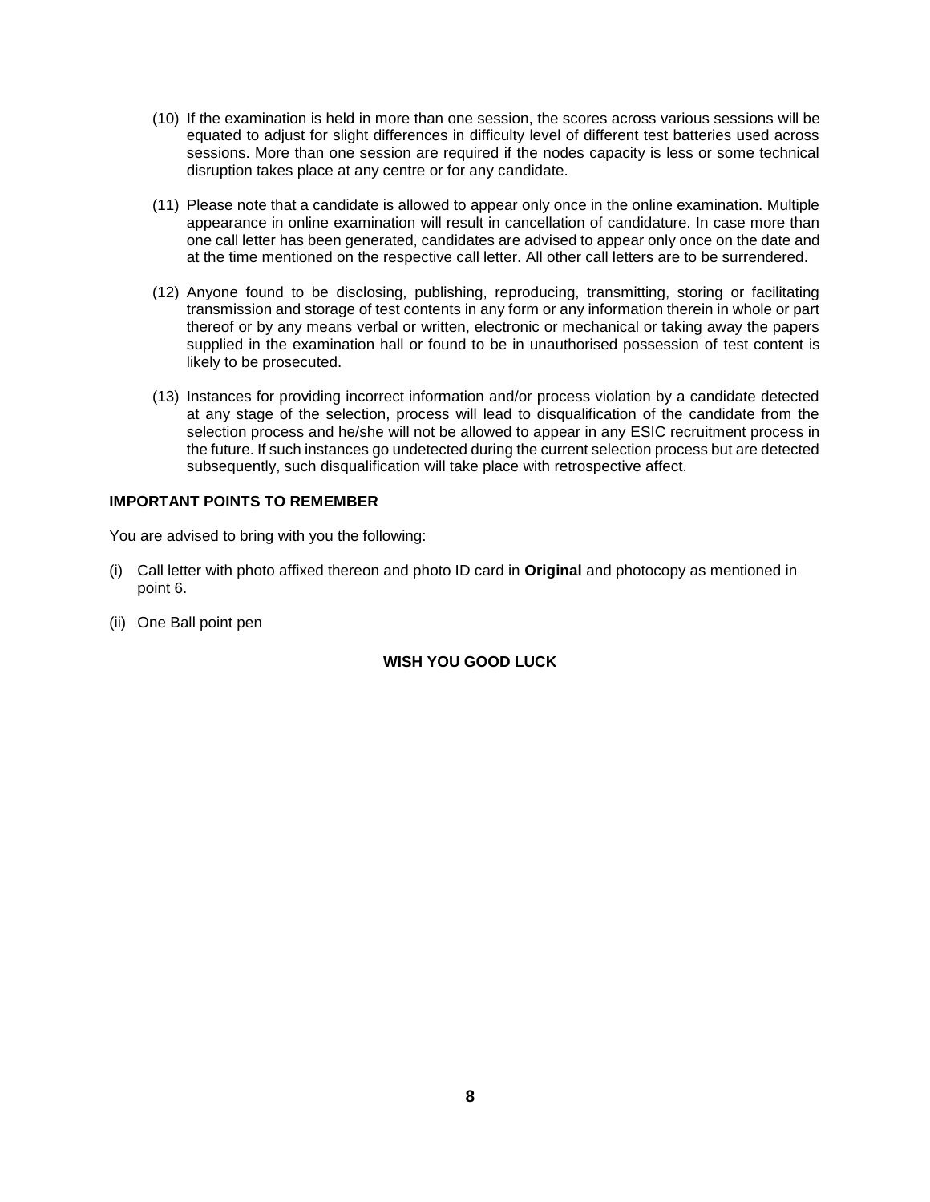(10) If the examination is held in more than one session, the scores across various sessions will be equated to adjust for slight differences in difficulty level of different test batteries used across sessions. More than one session are required if the nodes capacity is less or some technical disruption takes place at any centre or for any candidate.

(11) Please note that a candidate is allowed to appear only once in the online examination. Multiple appearance in online examination will result in cancellation of candidature. In case more than one call letter has been generated, candidates are advised to appear only once on the date and at the time mentioned on the respective call letter. All other call letters are to be surrendered.

(12) Anyone found to be disclosing, publishing, reproducing, transmitting, storing or facilitating transmission and storage of test contents in any form or any information therein in whole or part thereof or by any means verbal or written, electronic or mechanical or taking away the papers supplied in the examination hall or found to be in unauthorised possession of test content is likely to be prosecuted.

(13) Instances for providing incorrect information and/or process violation by a candidate detected at any stage of the selection, process will lead to disqualification of the candidate from the selection process and he/she will not be allowed to appear in any ESIC recruitment process in the future. If such instances go undetected during the current selection process but are detected subsequently, such disqualification will take place with retrospective affect.

**IMPORTANT POINTS TO REMEMBER**

You are advised to bring with you the following:

(i) Call letter with photo affixed thereon and photo ID card in **Original** and photocopy as mentioned in point 6.

(ii) One Ball point pen

**WISH YOU GOOD LUCK**